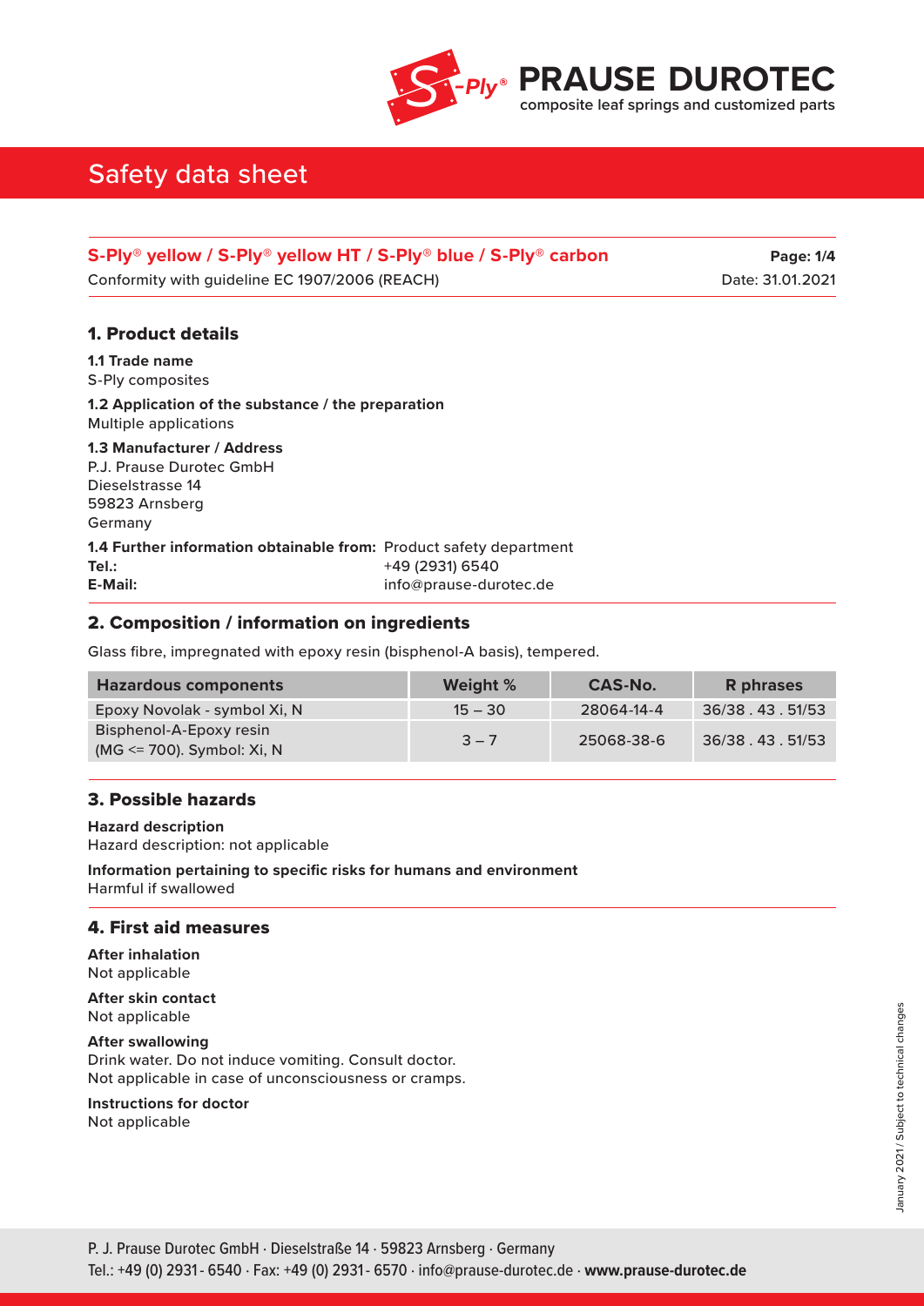# Safety data sheet

**S-Ply® yellow / S-Ply® yellow HT / S-Ply® blue / S-Ply® carbon**

Conformity with guideline EC 1907/2006 (REACH)

Date: 31.01.2021

## 1. Product details

**1.1 Trade name**
S-Ply composites

**1.2 Application of the substance / the preparation**
Multiple applications

**1.3 Manufacturer / Address**
P.J. Prause Durotec GmbH
Dieselstrasse 14
59823 Arnsberg
Germany

**1.4 Further information obtainable from:** Product safety department
**Tel.:** +49 (2931) 6540
**E-Mail:** info@prause-durotec.de

## 2. Composition / information on ingredients

Glass fibre, impregnated with epoxy resin (bisphenol-A basis), tempered.

| Hazardous components | Weight % | CAS-No. | R phrases |
|---|---|---|---|
| Epoxy Novolak - symbol Xi, N | 15 – 30 | 28064-14-4 | 36/38 . 43 . 51/53 |
| Bisphenol-A-Epoxy resin (MG <= 700). Symbol: Xi, N | 3 – 7 | 25068-38-6 | 36/38 . 43 . 51/53 |

## 3. Possible hazards

**Hazard description**
Hazard description: not applicable

**Information pertaining to specific risks for humans and environment**
Harmful if swallowed

## 4. First aid measures

**After inhalation**
Not applicable

**After skin contact**
Not applicable

**After swallowing**
Drink water. Do not induce vomiting. Consult doctor.
Not applicable in case of unconsciousness or cramps.

**Instructions for doctor**
Not applicable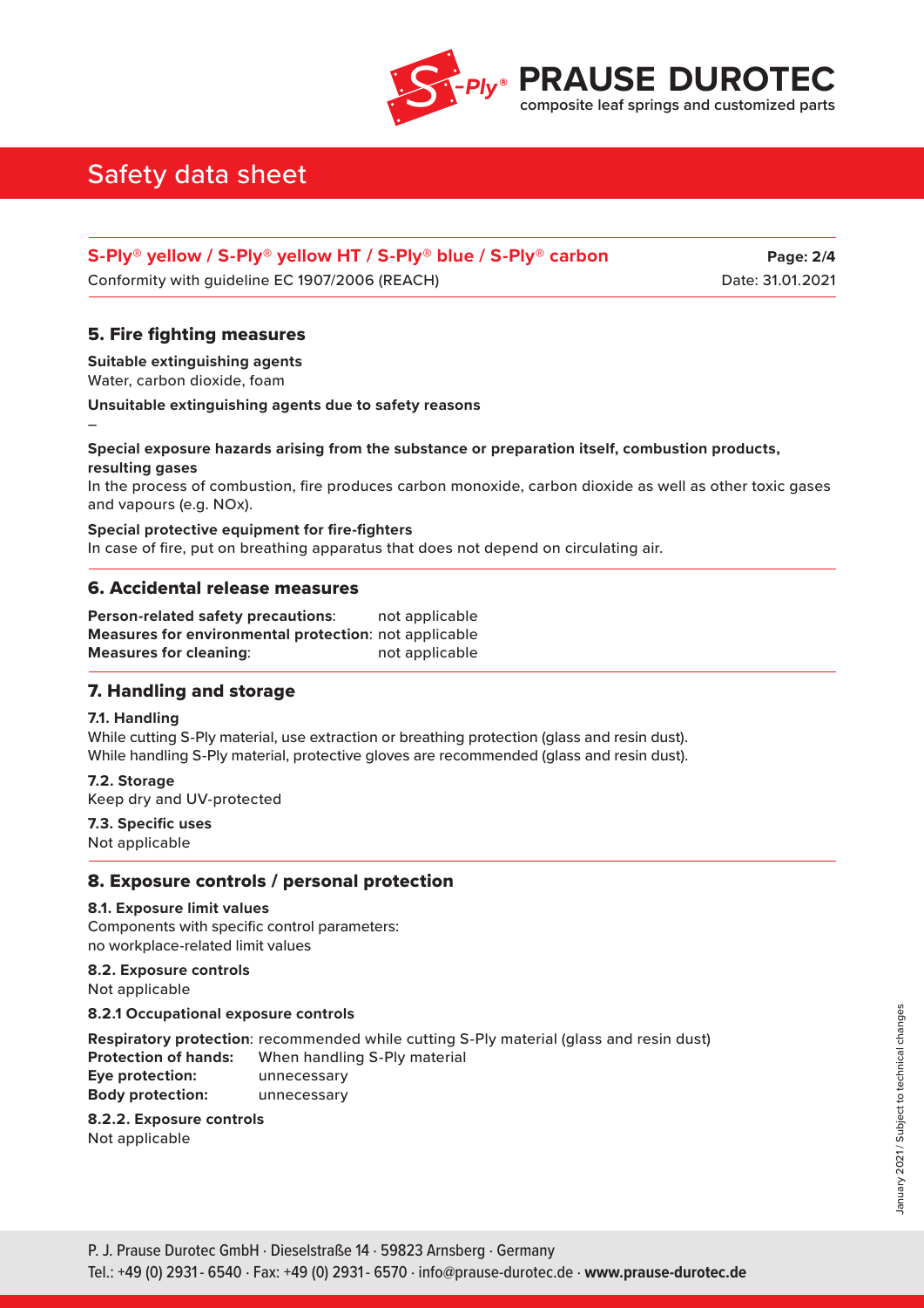## 5. Fire fighting measures

**Suitable extinguishing agents**
Water, carbon dioxide, foam

**Unsuitable extinguishing agents due to safety reasons**
–

**Special exposure hazards arising from the substance or preparation itself, combustion products, resulting gases**
In the process of combustion, fire produces carbon monoxide, carbon dioxide as well as other toxic gases and vapours (e.g. NOx).

**Special protective equipment for fire-fighters**
In case of fire, put on breathing apparatus that does not depend on circulating air.

## 6. Accidental release measures

**Person-related safety precautions**: not applicable
**Measures for environmental protection**: not applicable
**Measures for cleaning**: not applicable

## 7. Handling and storage

**7.1. Handling**
While cutting S-Ply material, use extraction or breathing protection (glass and resin dust).
While handling S-Ply material, protective gloves are recommended (glass and resin dust).

**7.2. Storage**
Keep dry and UV-protected

**7.3. Specific uses**
Not applicable

## 8. Exposure controls / personal protection

**8.1. Exposure limit values**
Components with specific control parameters:
no workplace-related limit values

**8.2. Exposure controls**
Not applicable

**8.2.1 Occupational exposure controls**

**Respiratory protection**: recommended while cutting S-Ply material (glass and resin dust)
**Protection of hands:** When handling S-Ply material
**Eye protection:** unnecessary
**Body protection:** unnecessary

**8.2.2. Exposure controls**
Not applicable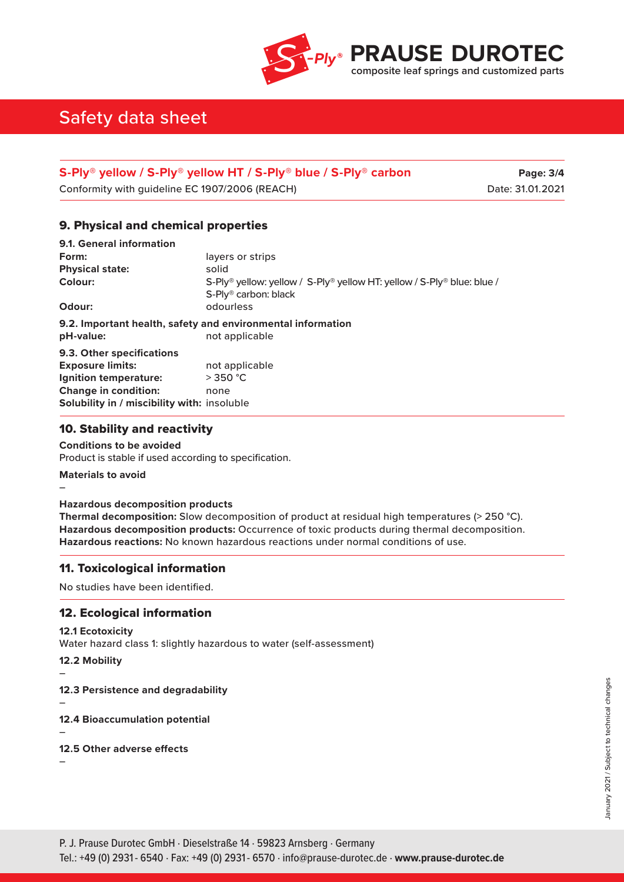## 9. Physical and chemical properties

**9.1. General information**

**Form:** layers or strips
**Physical state:** solid
**Colour:** S-Ply® yellow: yellow / S-Ply® yellow HT: yellow / S-Ply® blue: blue / S-Ply® carbon: black
**Odour:** odourless

**9.2. Important health, safety and environmental information**

**pH-value:** not applicable

**9.3. Other specifications**

**Exposure limits:** not applicable
**Ignition temperature:** > 350 °C
**Change in condition:** none
**Solubility in / miscibility with:** insoluble

## 10. Stability and reactivity

**Conditions to be avoided**
Product is stable if used according to specification.

**Materials to avoid**
–

**Hazardous decomposition products**
**Thermal decomposition:** Slow decomposition of product at residual high temperatures (> 250 °C).
**Hazardous decomposition products:** Occurrence of toxic products during thermal decomposition.
**Hazardous reactions:** No known hazardous reactions under normal conditions of use.

## 11. Toxicological information

No studies have been identified.

## 12. Ecological information

**12.1 Ecotoxicity**
Water hazard class 1: slightly hazardous to water (self-assessment)

**12.2 Mobility**
–

**12.3 Persistence and degradability**
–

**12.4 Bioaccumulation potential**
–

**12.5 Other adverse effects**
–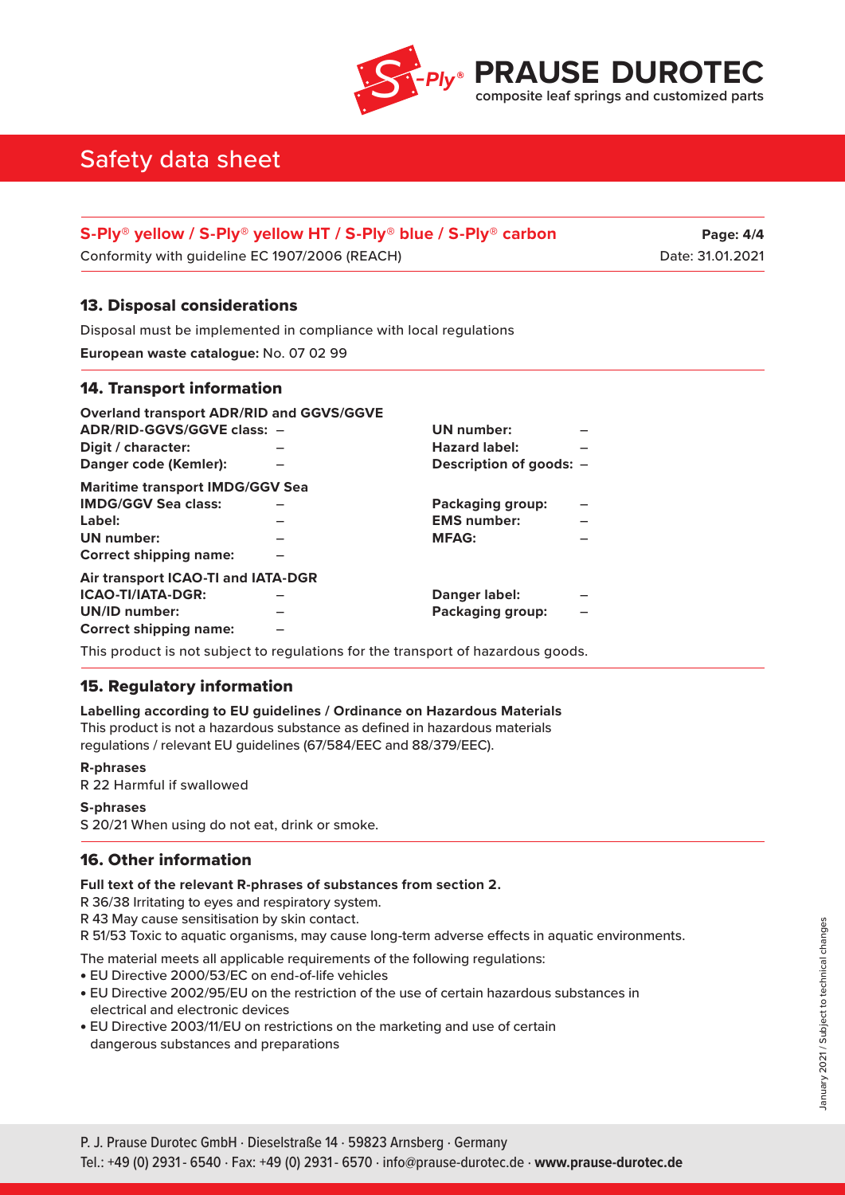## S-Ply® yellow / S-Ply® yellow HT / S-Ply® blue / S-Ply® carbon

Conformity with guideline EC 1907/2006 (REACH)

Date: 31.01.2021

### 13. Disposal considerations

Disposal must be implemented in compliance with local regulations

**European waste catalogue:** No. 07 02 99

### 14. Transport information

**Overland transport ADR/RID and GGVS/GGVE**

| | | | |
|---|---|---|---|
| **ADR/RID-GGVS/GGVE class:** | – | **UN number:** | – |
| **Digit / character:** | – | **Hazard label:** | – |
| **Danger code (Kemler):** | – | **Description of goods:** | – |

**Maritime transport IMDG/GGV Sea**

| | | | |
|---|---|---|---|
| **IMDG/GGV Sea class:** | – | **Packaging group:** | – |
| **Label:** | – | **EMS number:** | – |
| **UN number:** | – | **MFAG:** | – |
| **Correct shipping name:** | – | | |

**Air transport ICAO-TI and IATA-DGR**

| | | | |
|---|---|---|---|
| **ICAO-TI/IATA-DGR:** | – | **Danger label:** | – |
| **UN/ID number:** | – | **Packaging group:** | – |
| **Correct shipping name:** | – | | |

This product is not subject to regulations for the transport of hazardous goods.

### 15. Regulatory information

**Labelling according to EU guidelines / Ordinance on Hazardous Materials**

This product is not a hazardous substance as defined in hazardous materials regulations / relevant EU guidelines (67/584/EEC and 88/379/EEC).

**R-phrases**

R 22 Harmful if swallowed

**S-phrases**

S 20/21 When using do not eat, drink or smoke.

### 16. Other information

**Full text of the relevant R-phrases of substances from section 2.**

R 36/38 Irritating to eyes and respiratory system.
R 43 May cause sensitisation by skin contact.
R 51/53 Toxic to aquatic organisms, may cause long-term adverse effects in aquatic environments.

The material meets all applicable requirements of the following regulations:

- EU Directive 2000/53/EC on end-of-life vehicles
- EU Directive 2002/95/EU on the restriction of the use of certain hazardous substances in electrical and electronic devices
- EU Directive 2003/11/EU on restrictions on the marketing and use of certain dangerous substances and preparations